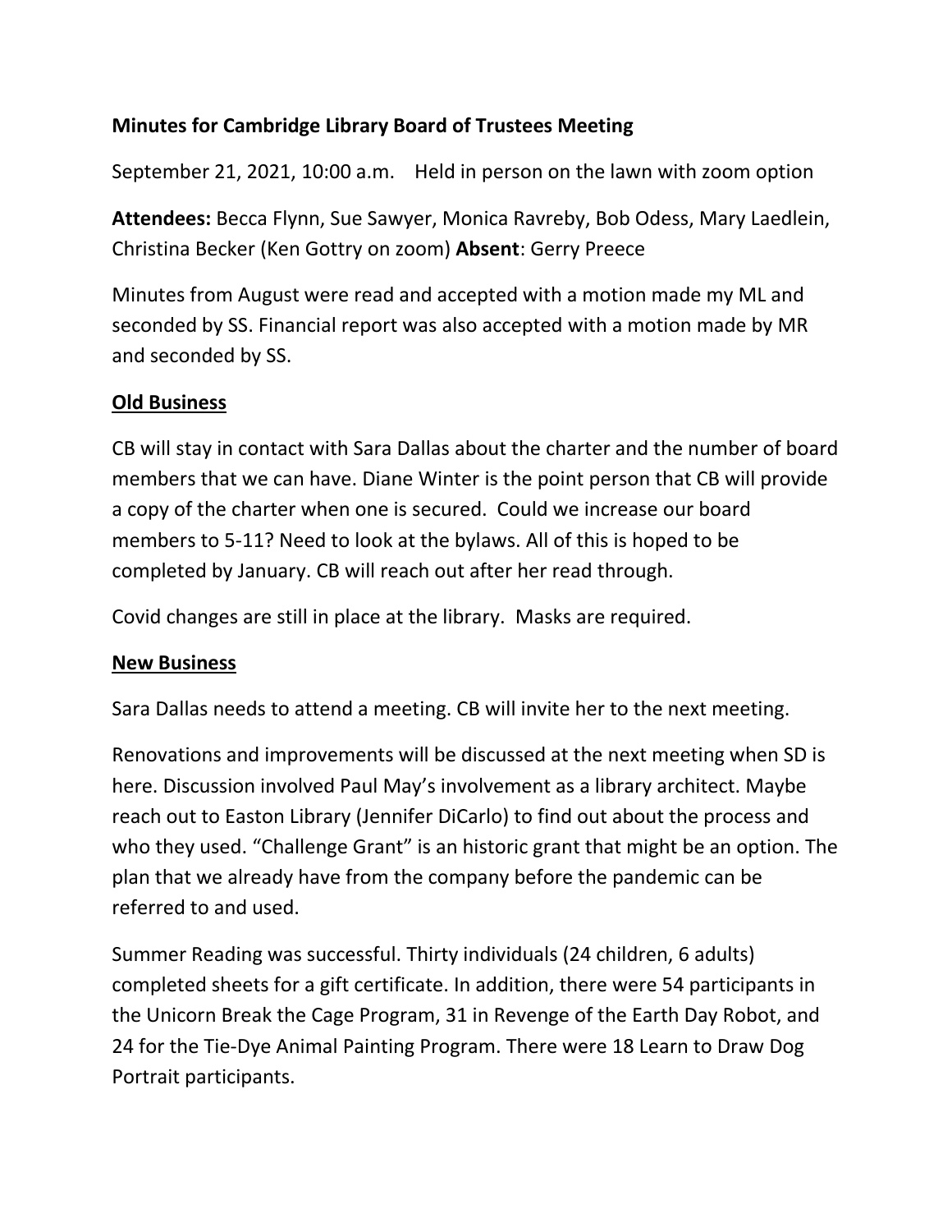**Minutes for Cambridge Library Board of Trustees Meeting**

September 21, 2021, 10:00 a.m. Held in person on the lawn with zoom option

**Attendees:** Becca Flynn, Sue Sawyer, Monica Ravreby, Bob Odess, Mary Laedlein, Christina Becker (Ken Gottry on zoom) **Absent**: Gerry Preece

Minutes from August were read and accepted with a motion made my ML and seconded by SS. Financial report was also accepted with a motion made by MR and seconded by SS.

**Old Business**

CB will stay in contact with Sara Dallas about the charter and the number of board members that we can have. Diane Winter is the point person that CB will provide a copy of the charter when one is secured. Could we increase our board members to 5-11? Need to look at the bylaws. All of this is hoped to be completed by January. CB will reach out after her read through.

Covid changes are still in place at the library. Masks are required.

**New Business**

Sara Dallas needs to attend a meeting. CB will invite her to the next meeting.

Renovations and improvements will be discussed at the next meeting when SD is here. Discussion involved Paul May's involvement as a library architect. Maybe reach out to Easton Library (Jennifer DiCarlo) to find out about the process and who they used. "Challenge Grant" is an historic grant that might be an option. The plan that we already have from the company before the pandemic can be referred to and used.

Summer Reading was successful. Thirty individuals (24 children, 6 adults) completed sheets for a gift certificate. In addition, there were 54 participants in the Unicorn Break the Cage Program, 31 in Revenge of the Earth Day Robot, and 24 for the Tie-Dye Animal Painting Program. There were 18 Learn to Draw Dog Portrait participants.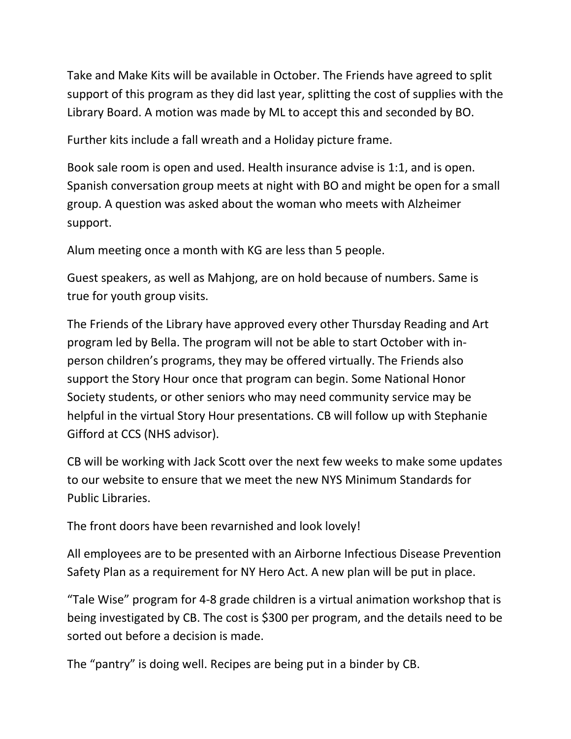Take and Make Kits will be available in October. The Friends have agreed to split support of this program as they did last year, splitting the cost of supplies with the Library Board. A motion was made by ML to accept this and seconded by BO.

Further kits include a fall wreath and a Holiday picture frame.

Book sale room is open and used. Health insurance advise is 1:1, and is open. Spanish conversation group meets at night with BO and might be open for a small group. A question was asked about the woman who meets with Alzheimer support.

Alum meeting once a month with KG are less than 5 people.

Guest speakers, as well as Mahjong, are on hold because of numbers. Same is true for youth group visits.

The Friends of the Library have approved every other Thursday Reading and Art program led by Bella. The program will not be able to start October with in-person children's programs, they may be offered virtually. The Friends also support the Story Hour once that program can begin. Some National Honor Society students, or other seniors who may need community service may be helpful in the virtual Story Hour presentations. CB will follow up with Stephanie Gifford at CCS (NHS advisor).

CB will be working with Jack Scott over the next few weeks to make some updates to our website to ensure that we meet the new NYS Minimum Standards for Public Libraries.

The front doors have been revarnished and look lovely!

All employees are to be presented with an Airborne Infectious Disease Prevention Safety Plan as a requirement for NY Hero Act. A new plan will be put in place.

"Tale Wise" program for 4-8 grade children is a virtual animation workshop that is being investigated by CB. The cost is $300 per program, and the details need to be sorted out before a decision is made.

The "pantry" is doing well. Recipes are being put in a binder by CB.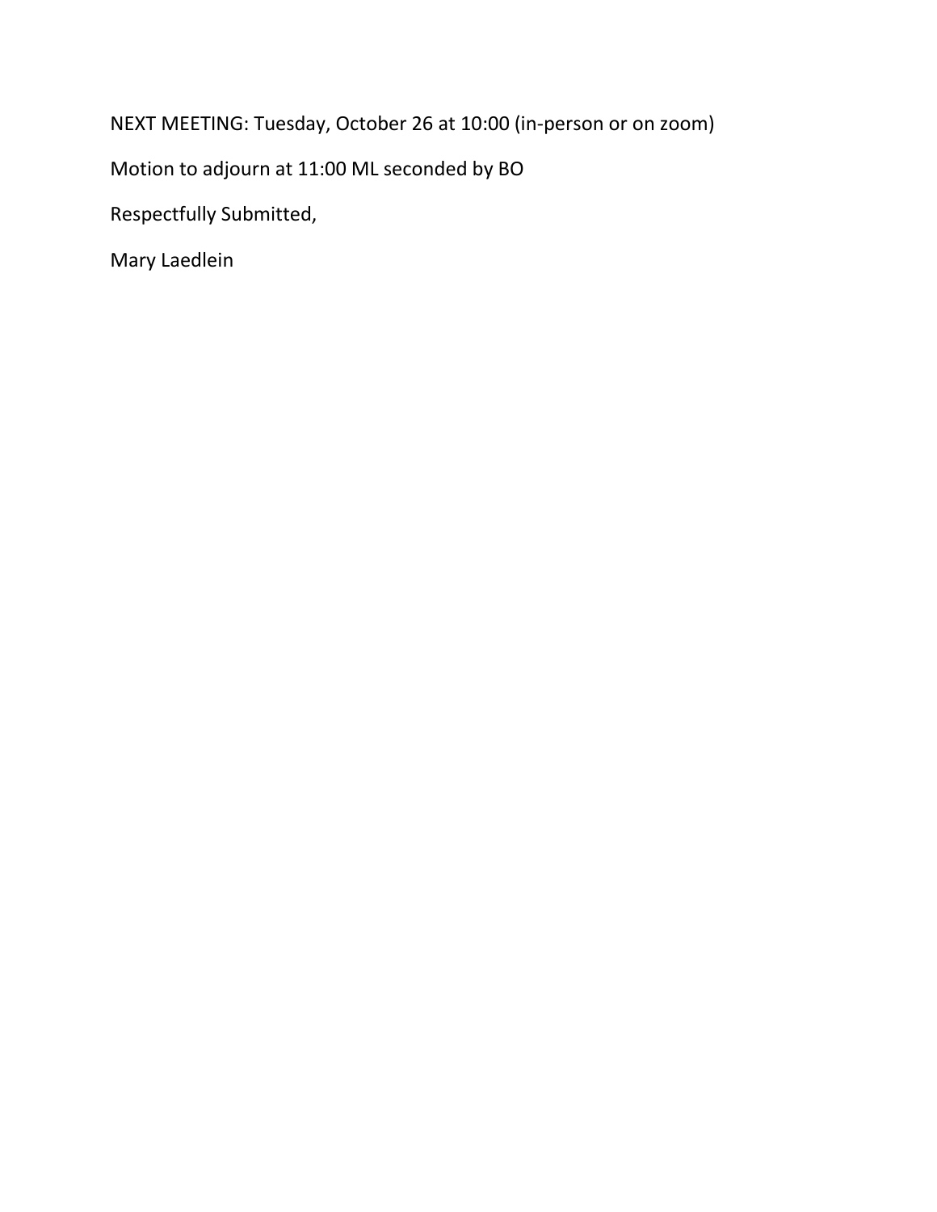NEXT MEETING: Tuesday, October 26 at 10:00 (in-person or on zoom)

Motion to adjourn at 11:00 ML seconded by BO

Respectfully Submitted,

Mary Laedlein